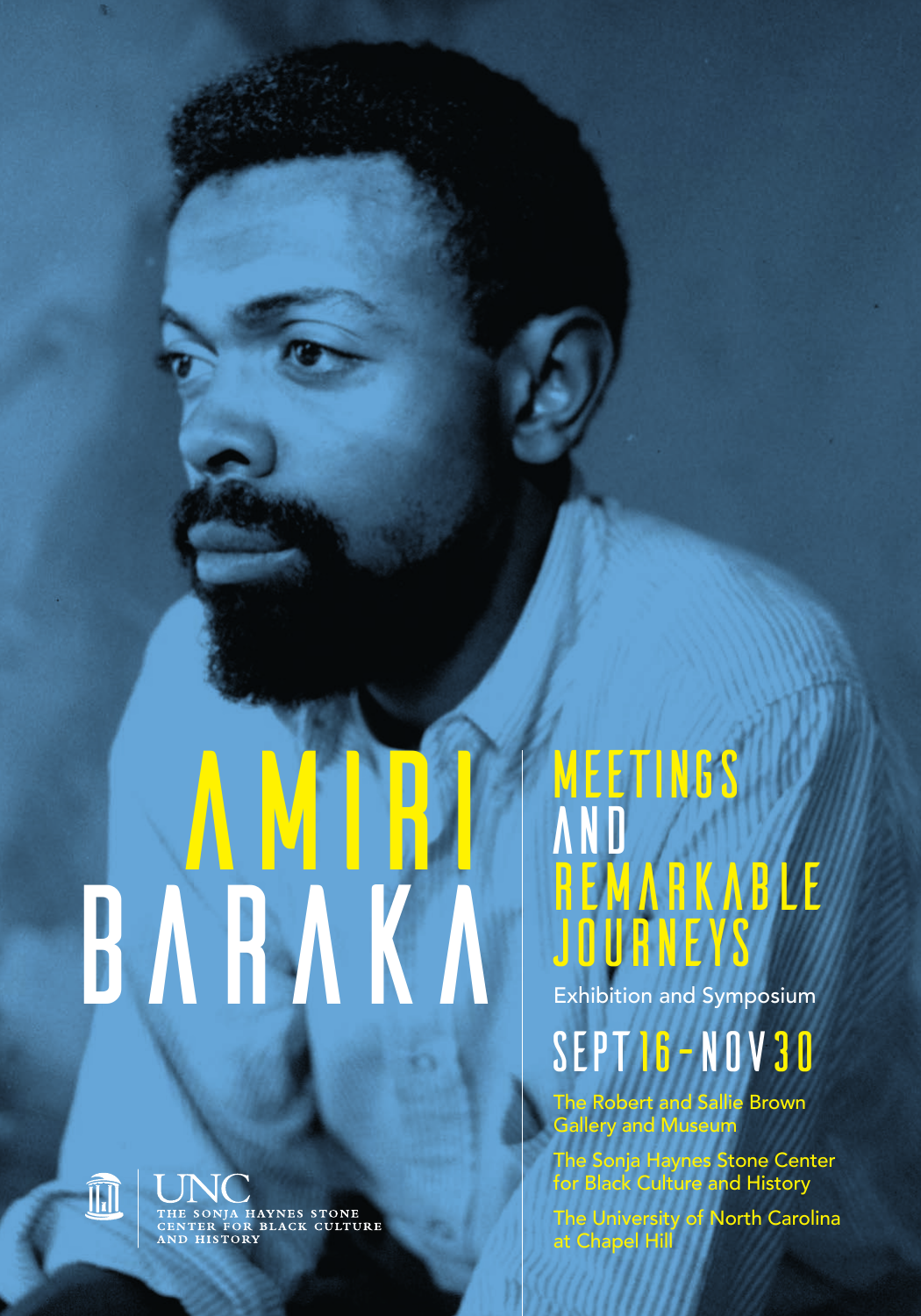# AMIRI BARAKA

# MEETINGS AND REMARKABLE JOURNEYS

Exhibition and Symposium

## SEPT 16 - NOV 30

The Robert and Sallie Brown Gallery and Museum

The Sonja Haynes Stone Center for Black Culture and History

The University of North Carolina at Chapel Hill

UNC
THE SONJA HAYNES STONE CENTER FOR BLACK CULTURE AND HISTORY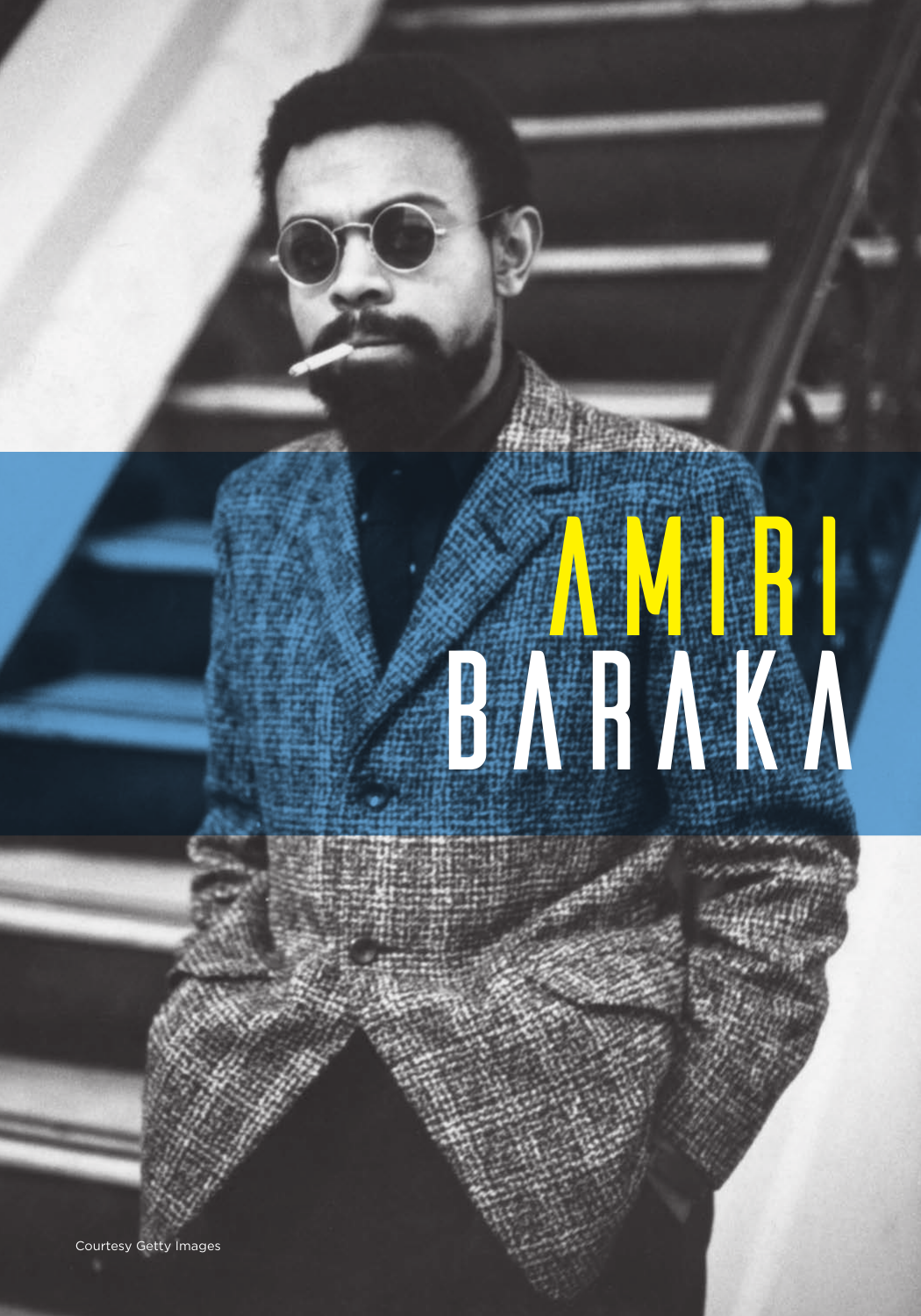# AMIRI BARAKA

Courtesy Getty Images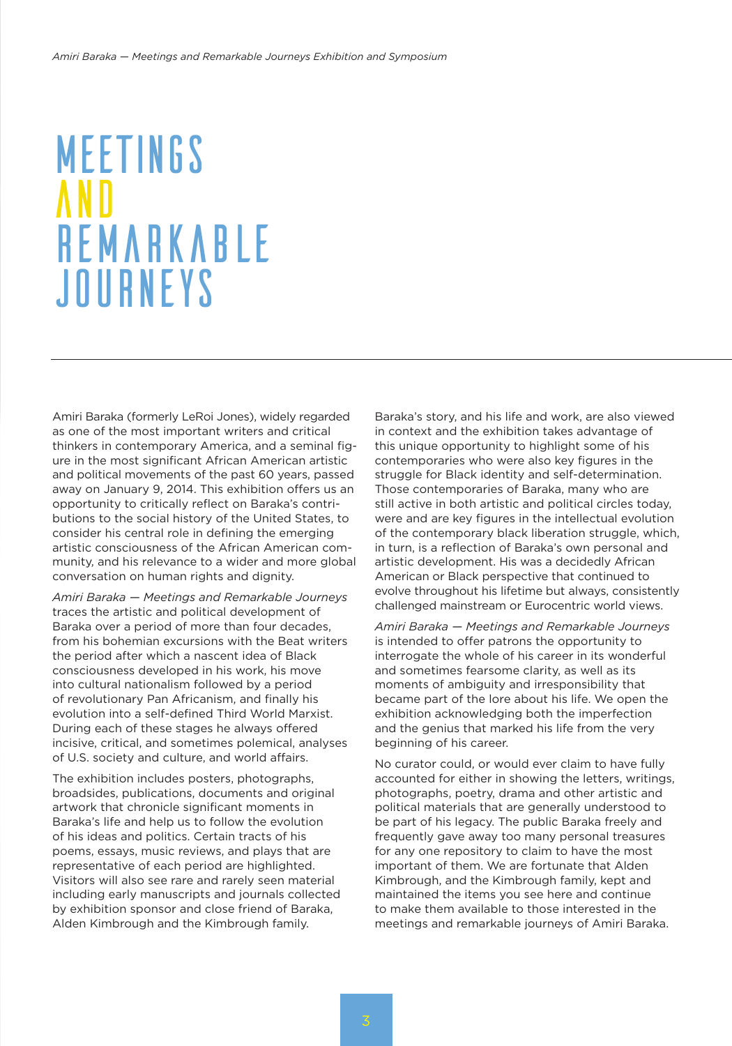# MEETINGS AND REMARKABLE JOURNEYS

Amiri Baraka (formerly LeRoi Jones), widely regarded as one of the most important writers and critical thinkers in contemporary America, and a seminal figure in the most significant African American artistic and political movements of the past 60 years, passed away on January 9, 2014. This exhibition offers us an opportunity to critically reflect on Baraka's contributions to the social history of the United States, to consider his central role in defining the emerging artistic consciousness of the African American community, and his relevance to a wider and more global conversation on human rights and dignity.

*Amiri Baraka — Meetings and Remarkable Journeys* traces the artistic and political development of Baraka over a period of more than four decades, from his bohemian excursions with the Beat writers the period after which a nascent idea of Black consciousness developed in his work, his move into cultural nationalism followed by a period of revolutionary Pan Africanism, and finally his evolution into a self-defined Third World Marxist. During each of these stages he always offered incisive, critical, and sometimes polemical, analyses of U.S. society and culture, and world affairs.

The exhibition includes posters, photographs, broadsides, publications, documents and original artwork that chronicle significant moments in Baraka's life and help us to follow the evolution of his ideas and politics. Certain tracts of his poems, essays, music reviews, and plays that are representative of each period are highlighted. Visitors will also see rare and rarely seen material including early manuscripts and journals collected by exhibition sponsor and close friend of Baraka, Alden Kimbrough and the Kimbrough family.

Baraka's story, and his life and work, are also viewed in context and the exhibition takes advantage of this unique opportunity to highlight some of his contemporaries who were also key figures in the struggle for Black identity and self-determination. Those contemporaries of Baraka, many who are still active in both artistic and political circles today, were and are key figures in the intellectual evolution of the contemporary black liberation struggle, which, in turn, is a reflection of Baraka's own personal and artistic development. His was a decidedly African American or Black perspective that continued to evolve throughout his lifetime but always, consistently challenged mainstream or Eurocentric world views.

*Amiri Baraka — Meetings and Remarkable Journeys* is intended to offer patrons the opportunity to interrogate the whole of his career in its wonderful and sometimes fearsome clarity, as well as its moments of ambiguity and irresponsibility that became part of the lore about his life. We open the exhibition acknowledging both the imperfection and the genius that marked his life from the very beginning of his career.

No curator could, or would ever claim to have fully accounted for either in showing the letters, writings, photographs, poetry, drama and other artistic and political materials that are generally understood to be part of his legacy. The public Baraka freely and frequently gave away too many personal treasures for any one repository to claim to have the most important of them. We are fortunate that Alden Kimbrough, and the Kimbrough family, kept and maintained the items you see here and continue to make them available to those interested in the meetings and remarkable journeys of Amiri Baraka.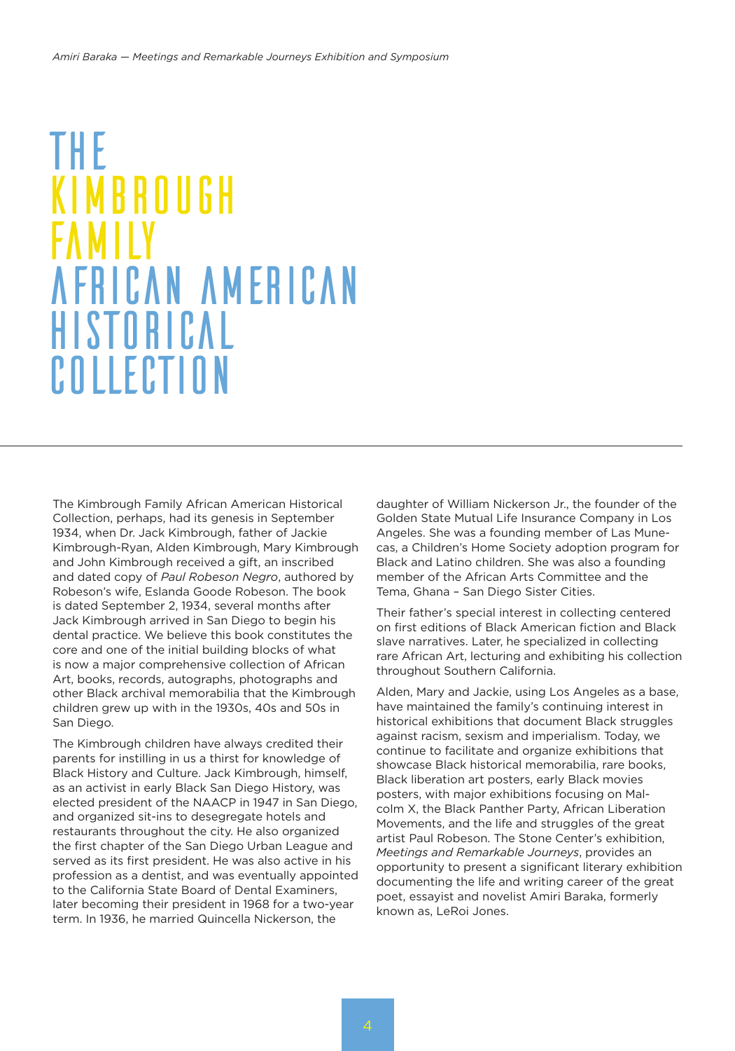# THE KIMBROUGH FAMILY AFRICAN AMERICAN HISTORICAL COLLECTION

The Kimbrough Family African American Historical Collection, perhaps, had its genesis in September 1934, when Dr. Jack Kimbrough, father of Jackie Kimbrough-Ryan, Alden Kimbrough, Mary Kimbrough and John Kimbrough received a gift, an inscribed and dated copy of *Paul Robeson Negro*, authored by Robeson's wife, Eslanda Goode Robeson. The book is dated September 2, 1934, several months after Jack Kimbrough arrived in San Diego to begin his dental practice. We believe this book constitutes the core and one of the initial building blocks of what is now a major comprehensive collection of African Art, books, records, autographs, photographs and other Black archival memorabilia that the Kimbrough children grew up with in the 1930s, 40s and 50s in San Diego.

The Kimbrough children have always credited their parents for instilling in us a thirst for knowledge of Black History and Culture. Jack Kimbrough, himself, as an activist in early Black San Diego History, was elected president of the NAACP in 1947 in San Diego, and organized sit-ins to desegregate hotels and restaurants throughout the city. He also organized the first chapter of the San Diego Urban League and served as its first president. He was also active in his profession as a dentist, and was eventually appointed to the California State Board of Dental Examiners, later becoming their president in 1968 for a two-year term. In 1936, he married Quincella Nickerson, the daughter of William Nickerson Jr., the founder of the Golden State Mutual Life Insurance Company in Los Angeles. She was a founding member of Las Munecas, a Children's Home Society adoption program for Black and Latino children. She was also a founding member of the African Arts Committee and the Tema, Ghana – San Diego Sister Cities.

Their father's special interest in collecting centered on first editions of Black American fiction and Black slave narratives. Later, he specialized in collecting rare African Art, lecturing and exhibiting his collection throughout Southern California.

Alden, Mary and Jackie, using Los Angeles as a base, have maintained the family's continuing interest in historical exhibitions that document Black struggles against racism, sexism and imperialism. Today, we continue to facilitate and organize exhibitions that showcase Black historical memorabilia, rare books, Black liberation art posters, early Black movies posters, with major exhibitions focusing on Malcolm X, the Black Panther Party, African Liberation Movements, and the life and struggles of the great artist Paul Robeson. The Stone Center's exhibition, *Meetings and Remarkable Journeys*, provides an opportunity to present a significant literary exhibition documenting the life and writing career of the great poet, essayist and novelist Amiri Baraka, formerly known as, LeRoi Jones.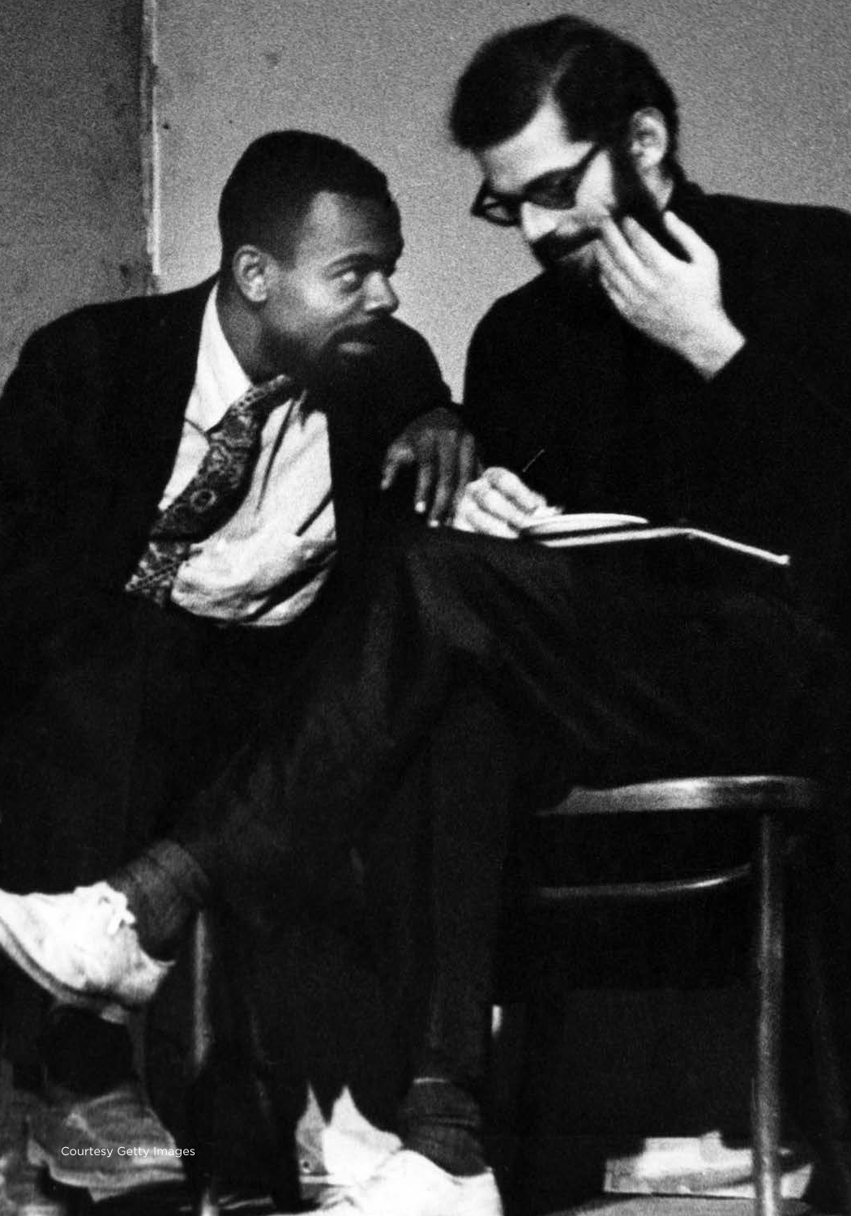Courtesy Getty Images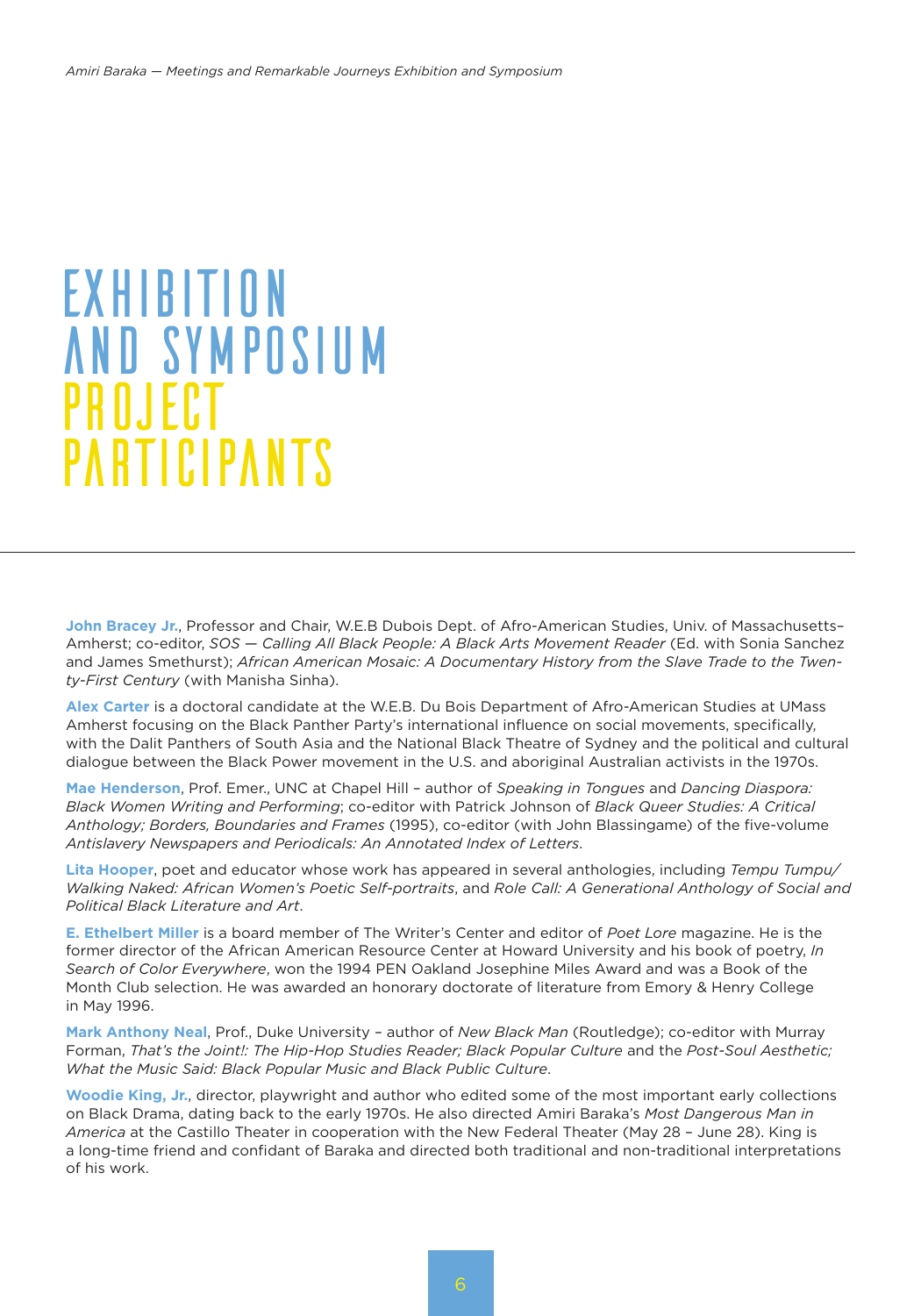# EXHIBITION AND SYMPOSIUM PROJECT PARTICIPANTS

**John Bracey Jr.**, Professor and Chair, W.E.B Dubois Dept. of Afro-American Studies, Univ. of Massachusetts–Amherst; co-editor, *SOS — Calling All Black People: A Black Arts Movement Reader* (Ed. with Sonia Sanchez and James Smethurst); *African American Mosaic: A Documentary History from the Slave Trade to the Twenty-First Century* (with Manisha Sinha).

**Alex Carter** is a doctoral candidate at the W.E.B. Du Bois Department of Afro-American Studies at UMass Amherst focusing on the Black Panther Party's international influence on social movements, specifically, with the Dalit Panthers of South Asia and the National Black Theatre of Sydney and the political and cultural dialogue between the Black Power movement in the U.S. and aboriginal Australian activists in the 1970s.

**Mae Henderson**, Prof. Emer., UNC at Chapel Hill – author of *Speaking in Tongues* and *Dancing Diaspora: Black Women Writing and Performing*; co-editor with Patrick Johnson of *Black Queer Studies: A Critical Anthology; Borders, Boundaries and Frames* (1995), co-editor (with John Blassingame) of the five-volume *Antislavery Newspapers and Periodicals: An Annotated Index of Letters*.

**Lita Hooper**, poet and educator whose work has appeared in several anthologies, including *Tempu Tumpu/ Walking Naked: African Women's Poetic Self-portraits*, and *Role Call: A Generational Anthology of Social and Political Black Literature and Art*.

**E. Ethelbert Miller** is a board member of The Writer's Center and editor of *Poet Lore* magazine. He is the former director of the African American Resource Center at Howard University and his book of poetry, *In Search of Color Everywhere*, won the 1994 PEN Oakland Josephine Miles Award and was a Book of the Month Club selection. He was awarded an honorary doctorate of literature from Emory & Henry College in May 1996.

**Mark Anthony Neal**, Prof., Duke University – author of *New Black Man* (Routledge); co-editor with Murray Forman, *That's the Joint!: The Hip-Hop Studies Reader; Black Popular Culture* and the *Post-Soul Aesthetic; What the Music Said: Black Popular Music and Black Public Culture*.

**Woodie King, Jr.**, director, playwright and author who edited some of the most important early collections on Black Drama, dating back to the early 1970s. He also directed Amiri Baraka's *Most Dangerous Man in America* at the Castillo Theater in cooperation with the New Federal Theater (May 28 – June 28). King is a long-time friend and confidant of Baraka and directed both traditional and non-traditional interpretations of his work.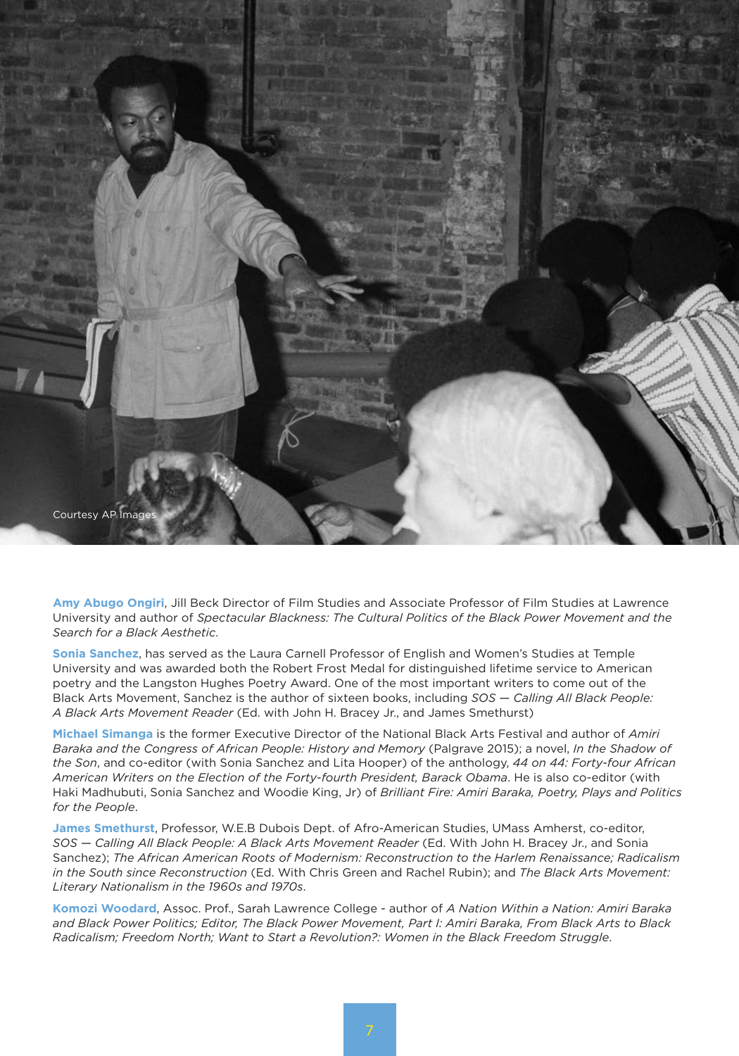Courtesy AP Images

**Amy Abugo Ongiri**, Jill Beck Director of Film Studies and Associate Professor of Film Studies at Lawrence University and author of *Spectacular Blackness: The Cultural Politics of the Black Power Movement and the Search for a Black Aesthetic*.

**Sonia Sanchez**, has served as the Laura Carnell Professor of English and Women's Studies at Temple University and was awarded both the Robert Frost Medal for distinguished lifetime service to American poetry and the Langston Hughes Poetry Award. One of the most important writers to come out of the Black Arts Movement, Sanchez is the author of sixteen books, including *SOS — Calling All Black People: A Black Arts Movement Reader* (Ed. with John H. Bracey Jr., and James Smethurst)

**Michael Simanga** is the former Executive Director of the National Black Arts Festival and author of *Amiri Baraka and the Congress of African People: History and Memory* (Palgrave 2015); a novel, *In the Shadow of the Son*, and co-editor (with Sonia Sanchez and Lita Hooper) of the anthology, *44 on 44: Forty-four African American Writers on the Election of the Forty-fourth President, Barack Obama*. He is also co-editor (with Haki Madhubuti, Sonia Sanchez and Woodie King, Jr) of *Brilliant Fire: Amiri Baraka, Poetry, Plays and Politics for the People*.

**James Smethurst**, Professor, W.E.B Dubois Dept. of Afro-American Studies, UMass Amherst, co-editor, *SOS — Calling All Black People: A Black Arts Movement Reader* (Ed. With John H. Bracey Jr., and Sonia Sanchez); *The African American Roots of Modernism: Reconstruction to the Harlem Renaissance; Radicalism in the South since Reconstruction* (Ed. With Chris Green and Rachel Rubin); and *The Black Arts Movement: Literary Nationalism in the 1960s and 1970s*.

**Komozi Woodard**, Assoc. Prof., Sarah Lawrence College - author of *A Nation Within a Nation: Amiri Baraka and Black Power Politics; Editor, The Black Power Movement, Part I: Amiri Baraka, From Black Arts to Black Radicalism; Freedom North; Want to Start a Revolution?: Women in the Black Freedom Struggle*.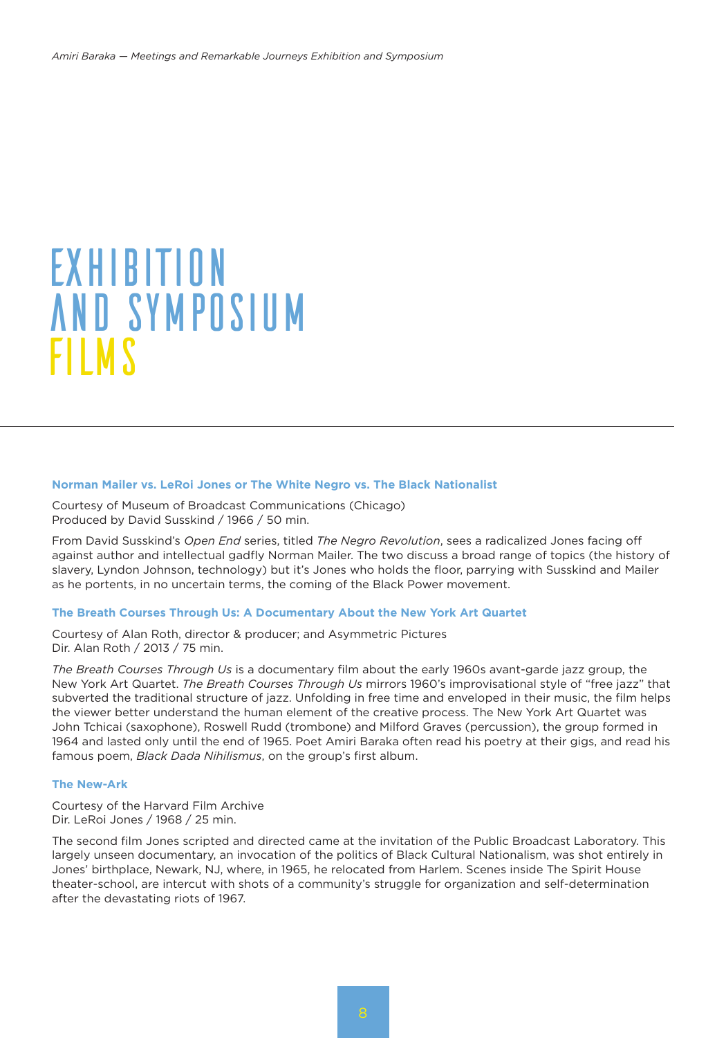# EXHIBITION AND SYMPOSIUM FILMS

### Norman Mailer vs. LeRoi Jones or The White Negro vs. The Black Nationalist

Courtesy of Museum of Broadcast Communications (Chicago)
Produced by David Susskind / 1966 / 50 min.

From David Susskind's *Open End* series, titled *The Negro Revolution*, sees a radicalized Jones facing off against author and intellectual gadfly Norman Mailer. The two discuss a broad range of topics (the history of slavery, Lyndon Johnson, technology) but it's Jones who holds the floor, parrying with Susskind and Mailer as he portents, in no uncertain terms, the coming of the Black Power movement.

### The Breath Courses Through Us: A Documentary About the New York Art Quartet

Courtesy of Alan Roth, director & producer; and Asymmetric Pictures
Dir. Alan Roth / 2013 / 75 min.

*The Breath Courses Through Us* is a documentary film about the early 1960s avant-garde jazz group, the New York Art Quartet. *The Breath Courses Through Us* mirrors 1960's improvisational style of "free jazz" that subverted the traditional structure of jazz. Unfolding in free time and enveloped in their music, the film helps the viewer better understand the human element of the creative process. The New York Art Quartet was John Tchicai (saxophone), Roswell Rudd (trombone) and Milford Graves (percussion), the group formed in 1964 and lasted only until the end of 1965. Poet Amiri Baraka often read his poetry at their gigs, and read his famous poem, *Black Dada Nihilismus*, on the group's first album.

### The New-Ark

Courtesy of the Harvard Film Archive
Dir. LeRoi Jones / 1968 / 25 min.

The second film Jones scripted and directed came at the invitation of the Public Broadcast Laboratory. This largely unseen documentary, an invocation of the politics of Black Cultural Nationalism, was shot entirely in Jones' birthplace, Newark, NJ, where, in 1965, he relocated from Harlem. Scenes inside The Spirit House theater-school, are intercut with shots of a community's struggle for organization and self-determination after the devastating riots of 1967.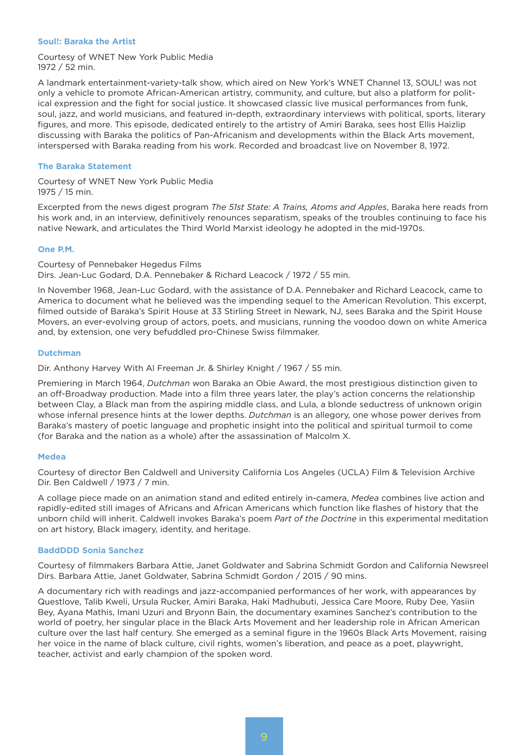### Soul!: Baraka the Artist

Courtesy of WNET New York Public Media
1972 / 52 min.

A landmark entertainment-variety-talk show, which aired on New York's WNET Channel 13, SOUL! was not only a vehicle to promote African-American artistry, community, and culture, but also a platform for political expression and the fight for social justice. It showcased classic live musical performances from funk, soul, jazz, and world musicians, and featured in-depth, extraordinary interviews with political, sports, literary figures, and more. This episode, dedicated entirely to the artistry of Amiri Baraka, sees host Ellis Haizlip discussing with Baraka the politics of Pan-Africanism and developments within the Black Arts movement, interspersed with Baraka reading from his work. Recorded and broadcast live on November 8, 1972.

### The Baraka Statement

Courtesy of WNET New York Public Media
1975 / 15 min.

Excerpted from the news digest program *The 51st State: A Trains, Atoms and Apples*, Baraka here reads from his work and, in an interview, definitively renounces separatism, speaks of the troubles continuing to face his native Newark, and articulates the Third World Marxist ideology he adopted in the mid-1970s.

### One P.M.

Courtesy of Pennebaker Hegedus Films
Dirs. Jean-Luc Godard, D.A. Pennebaker & Richard Leacock / 1972 / 55 min.

In November 1968, Jean-Luc Godard, with the assistance of D.A. Pennebaker and Richard Leacock, came to America to document what he believed was the impending sequel to the American Revolution. This excerpt, filmed outside of Baraka's Spirit House at 33 Stirling Street in Newark, NJ, sees Baraka and the Spirit House Movers, an ever-evolving group of actors, poets, and musicians, running the voodoo down on white America and, by extension, one very befuddled pro-Chinese Swiss filmmaker.

### Dutchman

Dir. Anthony Harvey With Al Freeman Jr. & Shirley Knight / 1967 / 55 min.

Premiering in March 1964, *Dutchman* won Baraka an Obie Award, the most prestigious distinction given to an off-Broadway production. Made into a film three years later, the play's action concerns the relationship between Clay, a Black man from the aspiring middle class, and Lula, a blonde seductress of unknown origin whose infernal presence hints at the lower depths. *Dutchman* is an allegory, one whose power derives from Baraka's mastery of poetic language and prophetic insight into the political and spiritual turmoil to come (for Baraka and the nation as a whole) after the assassination of Malcolm X.

### Medea

Courtesy of director Ben Caldwell and University California Los Angeles (UCLA) Film & Television Archive
Dir. Ben Caldwell / 1973 / 7 min.

A collage piece made on an animation stand and edited entirely in-camera, *Medea* combines live action and rapidly-edited still images of Africans and African Americans which function like flashes of history that the unborn child will inherit. Caldwell invokes Baraka's poem *Part of the Doctrine* in this experimental meditation on art history, Black imagery, identity, and heritage.

### BaddDDD Sonia Sanchez

Courtesy of filmmakers Barbara Attie, Janet Goldwater and Sabrina Schmidt Gordon and California Newsreel
Dirs. Barbara Attie, Janet Goldwater, Sabrina Schmidt Gordon / 2015 / 90 mins.

A documentary rich with readings and jazz-accompanied performances of her work, with appearances by Questlove, Talib Kweli, Ursula Rucker, Amiri Baraka, Haki Madhubuti, Jessica Care Moore, Ruby Dee, Yasiin Bey, Ayana Mathis, Imani Uzuri and Bryonn Bain, the documentary examines Sanchez's contribution to the world of poetry, her singular place in the Black Arts Movement and her leadership role in African American culture over the last half century. She emerged as a seminal figure in the 1960s Black Arts Movement, raising her voice in the name of black culture, civil rights, women's liberation, and peace as a poet, playwright, teacher, activist and early champion of the spoken word.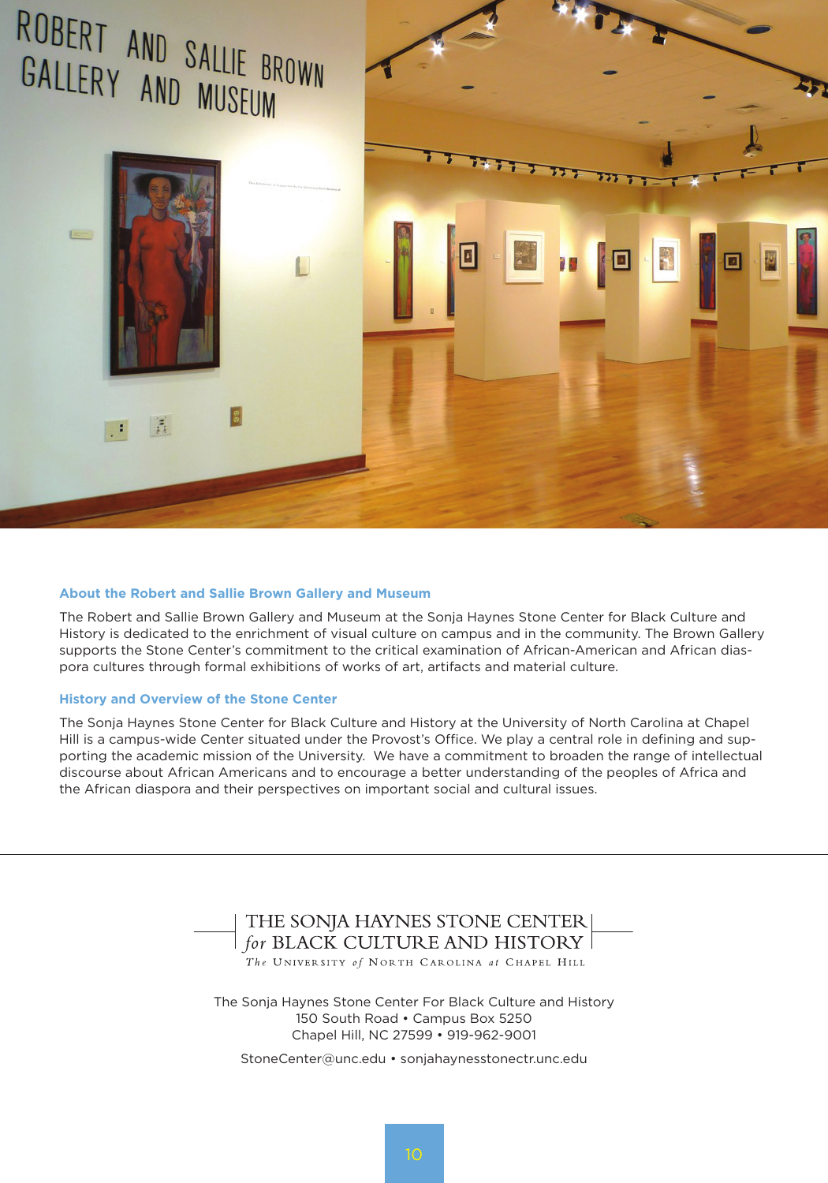### About the Robert and Sallie Brown Gallery and Museum

The Robert and Sallie Brown Gallery and Museum at the Sonja Haynes Stone Center for Black Culture and History is dedicated to the enrichment of visual culture on campus and in the community. The Brown Gallery supports the Stone Center's commitment to the critical examination of African-American and African diaspora cultures through formal exhibitions of works of art, artifacts and material culture.

### History and Overview of the Stone Center

The Sonja Haynes Stone Center for Black Culture and History at the University of North Carolina at Chapel Hill is a campus-wide Center situated under the Provost's Office. We play a central role in defining and supporting the academic mission of the University. We have a commitment to broaden the range of intellectual discourse about African Americans and to encourage a better understanding of the peoples of Africa and the African diaspora and their perspectives on important social and cultural issues.

---

THE SONJA HAYNES STONE CENTER
*for* BLACK CULTURE AND HISTORY
*The* UNIVERSITY *of* NORTH CAROLINA *at* CHAPEL HILL

The Sonja Haynes Stone Center For Black Culture and History
150 South Road • Campus Box 5250
Chapel Hill, NC 27599 • 919-962-9001

StoneCenter@unc.edu • sonjahaynesstonectr.unc.edu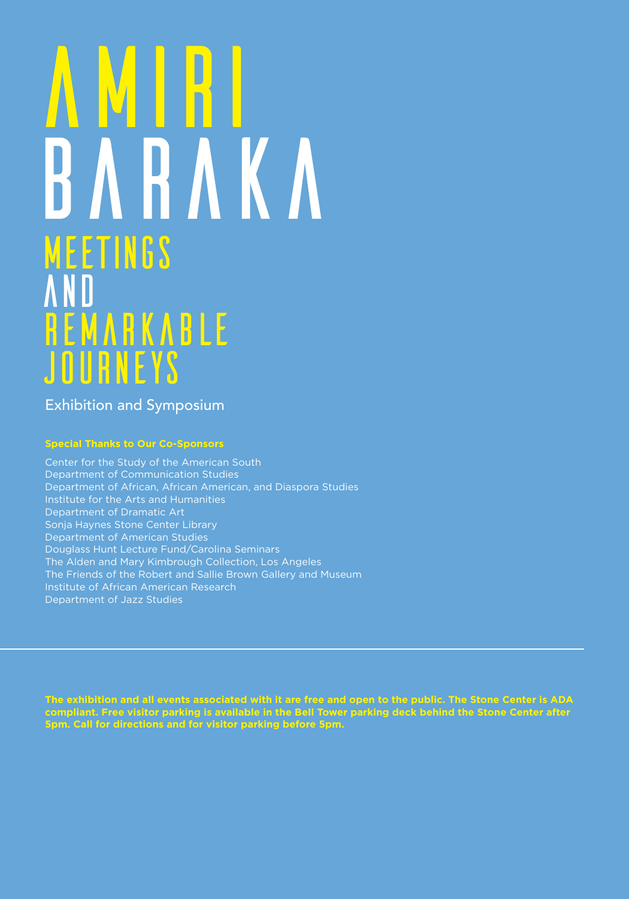# AMIRI BARAKA

## MEETINGS AND REMARKABLE JOURNEYS

Exhibition and Symposium

**Special Thanks to Our Co-Sponsors**

Center for the Study of the American South
Department of Communication Studies
Department of African, African American, and Diaspora Studies
Institute for the Arts and Humanities
Department of Dramatic Art
Sonja Haynes Stone Center Library
Department of American Studies
Douglass Hunt Lecture Fund/Carolina Seminars
The Alden and Mary Kimbrough Collection, Los Angeles
The Friends of the Robert and Sallie Brown Gallery and Museum
Institute of African American Research
Department of Jazz Studies

---

**The exhibition and all events associated with it are free and open to the public. The Stone Center is ADA compliant. Free visitor parking is available in the Bell Tower parking deck behind the Stone Center after 5pm. Call for directions and for visitor parking before 5pm.**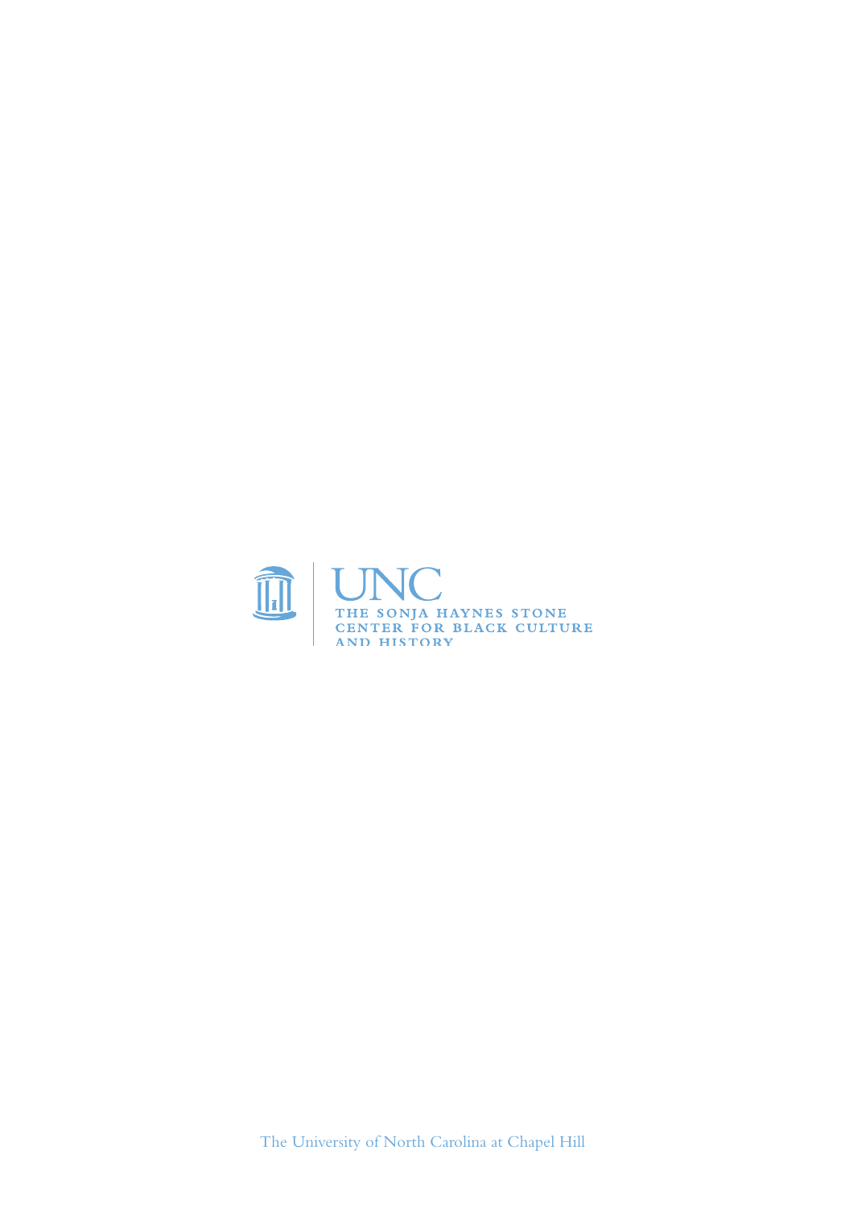UNC

THE SONJA HAYNES STONE CENTER FOR BLACK CULTURE AND HISTORY

The University of North Carolina at Chapel Hill